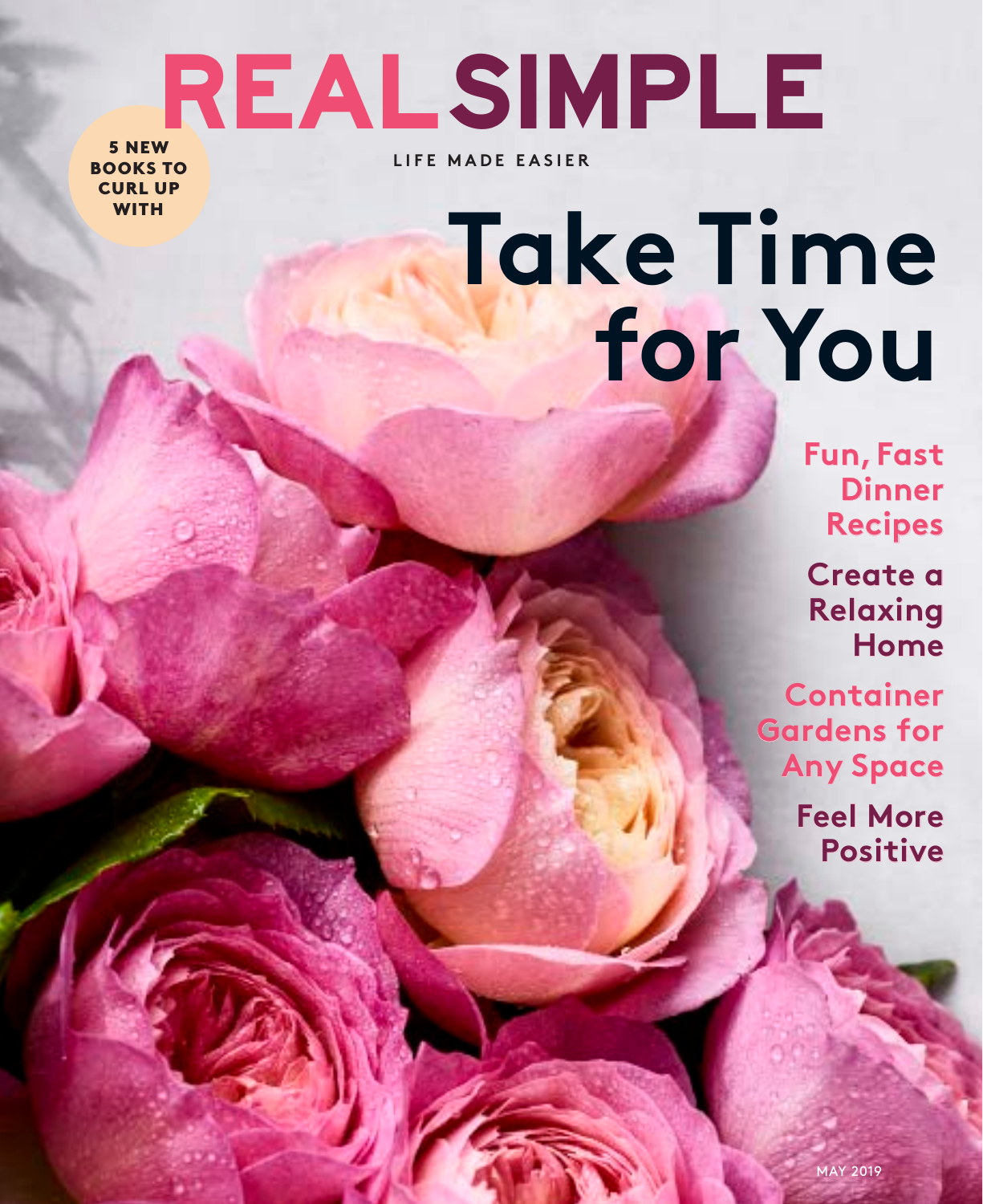# REAL SIMPLE

LIFE MADE EASIER

5 NEW BOOKS TO CURL UP WITH

## Take Time for You

**Fun, Fast Dinner Recipes**

**Create a Relaxing Home**

**Container Gardens for Any Space**

**Feel More Positive**

MAY 2019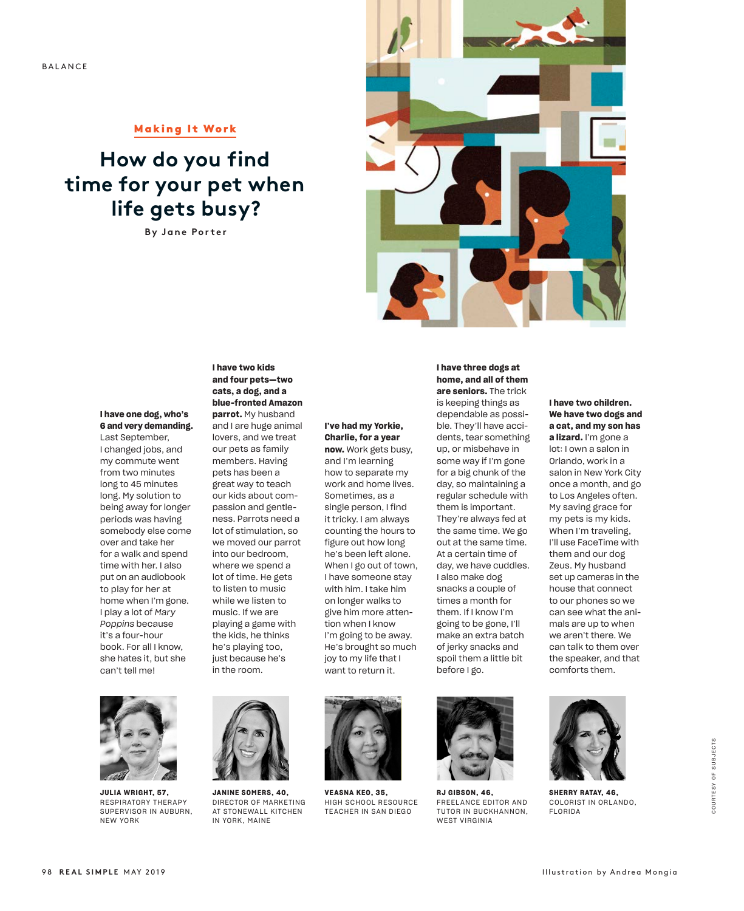BALANCE

**Making It Work**

# How do you find time for your pet when life gets busy?

By Jane Porter

**I have one dog, who's 6 and very demanding.** Last September, I changed jobs, and my commute went from two minutes long to 45 minutes long. My solution to being away for longer periods was having somebody else come over and take her for a walk and spend time with her. I also put on an audiobook to play for her at home when I'm gone. I play a lot of *Mary Poppins* because it's a four-hour book. For all I know, she hates it, but she can't tell me!

**JULIA WRIGHT, 57,** RESPIRATORY THERAPY SUPERVISOR IN AUBURN, NEW YORK

**I have two kids and four pets—two cats, a dog, and a blue-fronted Amazon parrot.** My husband and I are huge animal lovers, and we treat our pets as family members. Having pets has been a great way to teach our kids about compassion and gentleness. Parrots need a lot of stimulation, so we moved our parrot into our bedroom, where we spend a lot of time. He gets to listen to music while we listen to music. If we are playing a game with the kids, he thinks he's playing too, just because he's in the room.

**JANINE SOMERS, 40,** DIRECTOR OF MARKETING AT STONEWALL KITCHEN IN YORK, MAINE

**I've had my Yorkie, Charlie, for a year now.** Work gets busy, and I'm learning how to separate my work and home lives. Sometimes, as a single person, I find it tricky. I am always counting the hours to figure out how long he's been left alone. When I go out of town, I have someone stay with him. I take him on longer walks to give him more attention when I know I'm going to be away. He's brought so much joy to my life that I want to return it.

**VEASNA KEO, 35,** HIGH SCHOOL RESOURCE TEACHER IN SAN DIEGO

**I have three dogs at home, and all of them are seniors.** The trick is keeping things as dependable as possible. They'll have accidents, tear something up, or misbehave in some way if I'm gone for a big chunk of the day, so maintaining a regular schedule with them is important. They're always fed at the same time. We go out at the same time. At a certain time of day, we have cuddles. I also make dog snacks a couple of times a month for them. If I know I'm going to be gone, I'll make an extra batch of jerky snacks and spoil them a little bit before I go.

**RJ GIBSON, 46,** FREELANCE EDITOR AND TUTOR IN BUCKHANNON, WEST VIRGINIA

**I have two children. We have two dogs and a cat, and my son has a lizard.** I'm gone a lot: I own a salon in Orlando, work in a salon in New York City once a month, and go to Los Angeles often. My saving grace for my pets is my kids. When I'm traveling, I'll use FaceTime with them and our dog Zeus. My husband set up cameras in the house that connect to our phones so we can see what the animals are up to when we aren't there. We can talk to them over the speaker, and that comforts them.

**SHERRY RATAY, 46,** COLORIST IN ORLANDO, FLORIDA

COURTESY OF SUBJECTS

Illustration by Andrea Mongia